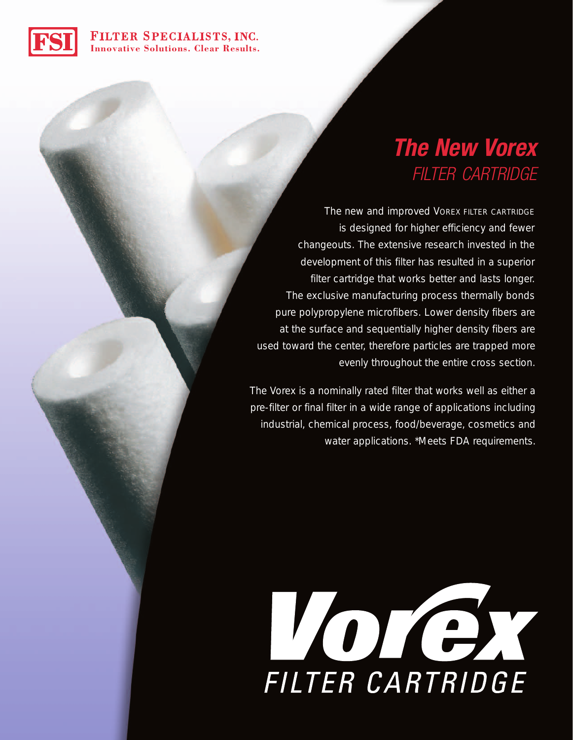**FSI** FILTER SPECIALISTS, INC.
Innovative Solutions. Clear Results.

# *The New Vorex*
## *FILTER CARTRIDGE*

The new and improved VOREX FILTER CARTRIDGE is designed for higher efficiency and fewer changeouts. The extensive research invested in the development of this filter has resulted in a superior filter cartridge that works better and lasts longer. The exclusive manufacturing process thermally bonds pure polypropylene microfibers. Lower density fibers are at the surface and sequentially higher density fibers are used toward the center, therefore particles are trapped more evenly throughout the entire cross section.

The Vorex is a nominally rated filter that works well as either a pre-filter or final filter in a wide range of applications including industrial, chemical process, food/beverage, cosmetics and water applications. *Meets FDA requirements.

**Vorex**
FILTER CARTRIDGE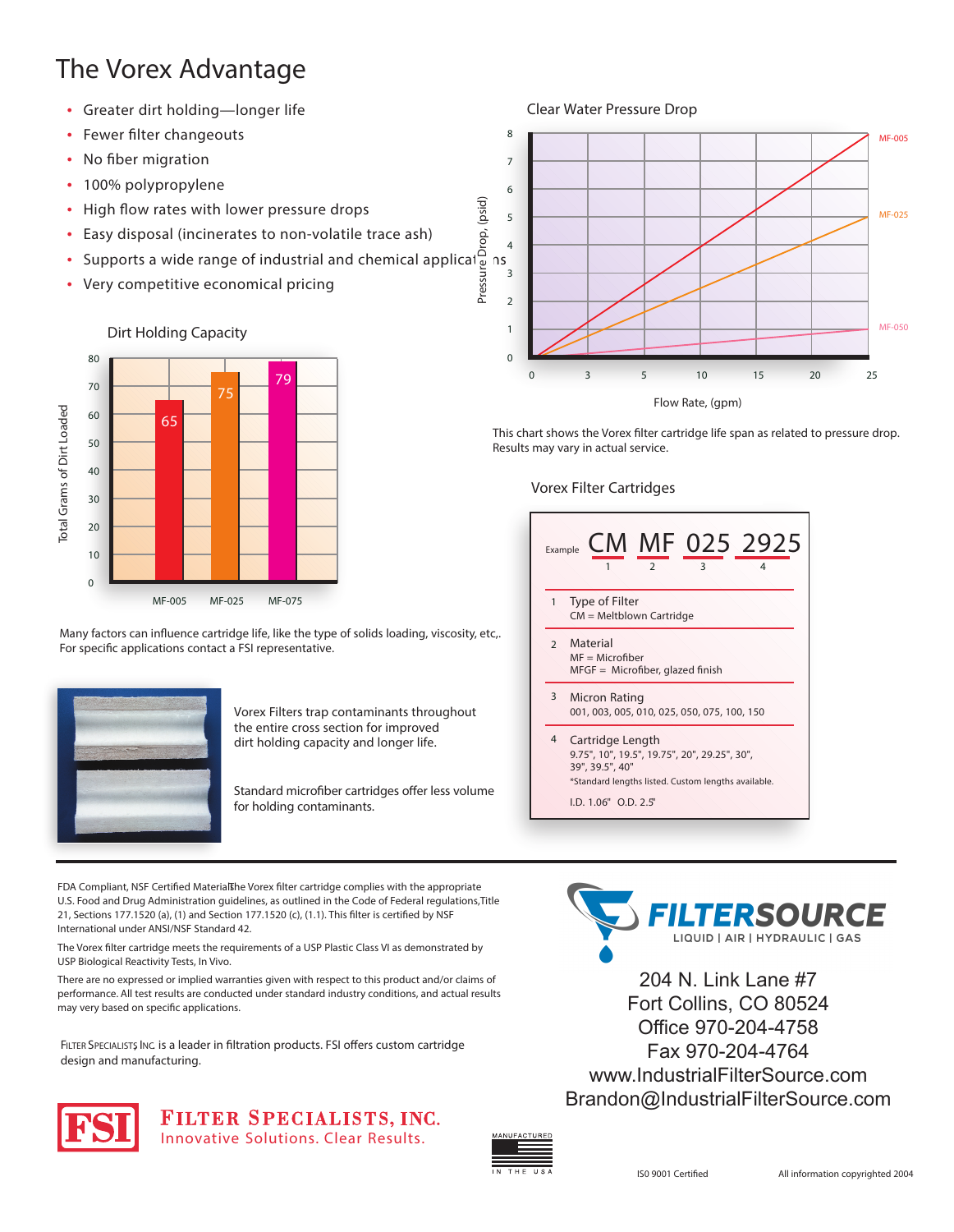# The Vorex Advantage

- Greater dirt holding—longer life
- Fewer filter changeouts
- No fiber migration
- 100% polypropylene
- High flow rates with lower pressure drops
- Easy disposal (incinerates to non-volatile trace ash)
- Supports a wide range of industrial and chemical applications
- Very competitive economical pricing

## Dirt Holding Capacity

Total Grams of Dirt Loaded

0 10 20 30 40 50 60 70 80

65 75 79

MF-005 MF-025 MF-075

Many factors can influence cartridge life, like the type of solids loading, viscosity, etc,. For specific applications contact a FSI representative.

## Clear Water Pressure Drop

Pressure Drop, (psid)

0 1 2 3 4 5 6 7 8

0 3 5 10 15 20 25

Flow Rate, (gpm)

MF-005
MF-025
MF-050

This chart shows the Vorex filter cartridge life span as related to pressure drop. Results may vary in actual service.

Vorex Filters trap contaminants throughout the entire cross section for improved dirt holding capacity and longer life.

Standard microfiber cartridges offer less volume for holding contaminants.

## Vorex Filter Cartridges

Example **CM MF 025 2925**

1 2 3 4

1. Type of Filter
   CM = Meltblown Cartridge
2. Material
   MF = Microfiber
   MFGF = Microfiber, glazed finish
3. Micron Rating
   001, 003, 005, 010, 025, 050, 075, 100, 150
4. Cartridge Length
   9.75", 10", 19.5", 19.75", 20", 29.25", 30", 39", 39.5", 40"
   *Standard lengths listed. Custom lengths available.

   I.D. 1.06" O.D. 2.5"

---

FDA Compliant, NSF Certified Materials: The Vorex filter cartridge complies with the appropriate U.S. Food and Drug Administration guidelines, as outlined in the Code of Federal regulations, Title 21, Sections 177.1520 (a), (1) and Section 177.1520 (c), (1.1). This filter is certified by NSF International under ANSI/NSF Standard 42.

The Vorex filter cartridge meets the requirements of a USP Plastic Class VI as demonstrated by USP Biological Reactivity Tests, In Vivo.

There are no expressed or implied warranties given with respect to this product and/or claims of performance. All test results are conducted under standard industry conditions, and actual results may very based on specific applications.

Filter Specialists, Inc. is a leader in filtration products. FSI offers custom cartridge design and manufacturing.

**FSI FILTER SPECIALISTS, INC.**
Innovative Solutions. Clear Results.

MANUFACTURED IN THE USA

**FILTERSOURCE**
LIQUID | AIR | HYDRAULIC | GAS

204 N. Link Lane #7
Fort Collins, CO 80524
Office 970-204-4758
Fax 970-204-4764
www.IndustrialFilterSource.com
Brandon@IndustrialFilterSource.com

ISO 9001 Certified

All information copyrighted 2004